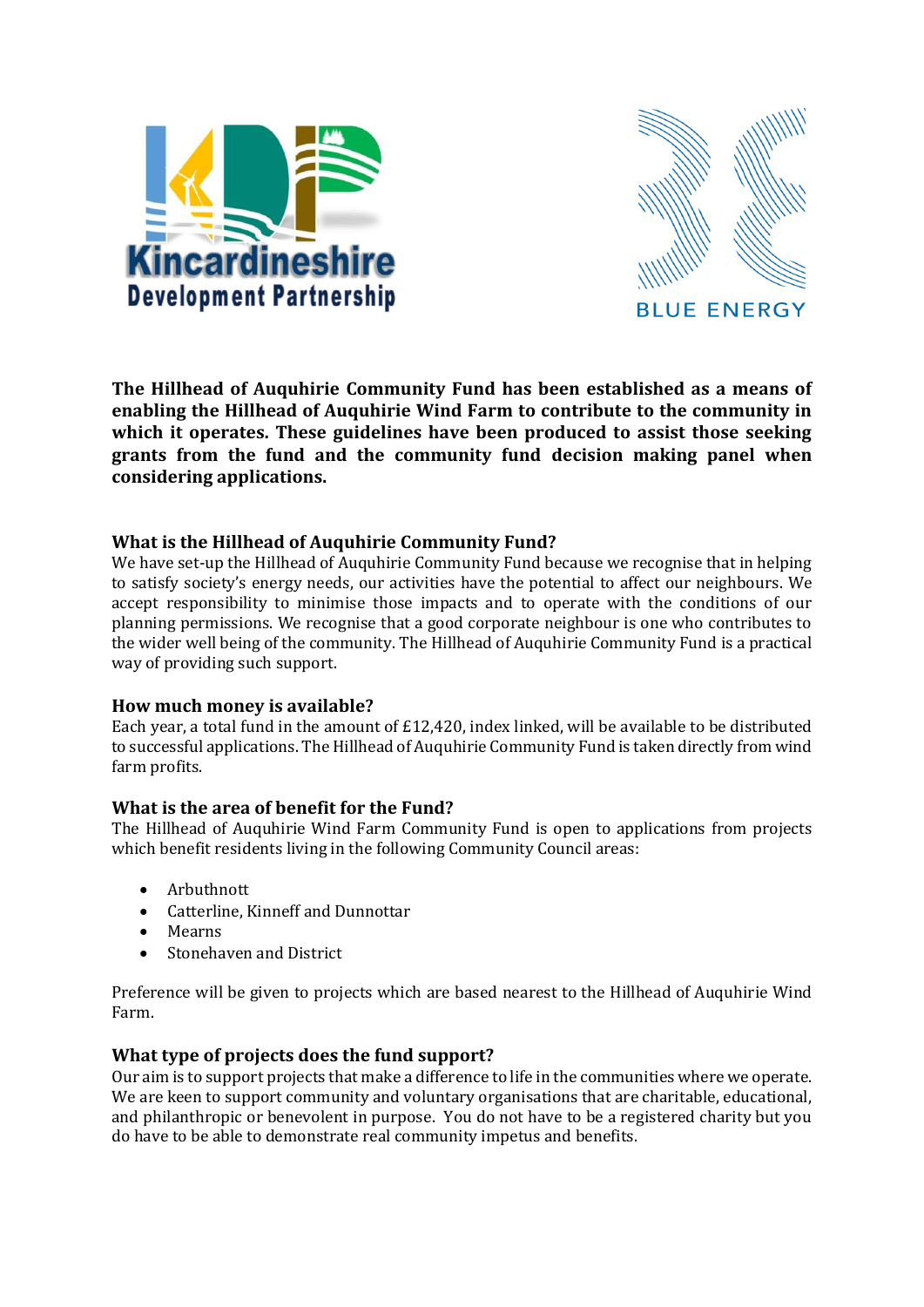**The Hillhead of Auquhirie Community Fund has been established as a means of enabling the Hillhead of Auquhirie Wind Farm to contribute to the community in which it operates. These guidelines have been produced to assist those seeking grants from the fund and the community fund decision making panel when considering applications.**

### What is the Hillhead of Auquhirie Community Fund?

We have set-up the Hillhead of Auquhirie Community Fund because we recognise that in helping to satisfy society's energy needs, our activities have the potential to affect our neighbours. We accept responsibility to minimise those impacts and to operate with the conditions of our planning permissions. We recognise that a good corporate neighbour is one who contributes to the wider well being of the community. The Hillhead of Auquhirie Community Fund is a practical way of providing such support.

### How much money is available?

Each year, a total fund in the amount of £12,420, index linked, will be available to be distributed to successful applications. The Hillhead of Auquhirie Community Fund is taken directly from wind farm profits.

### What is the area of benefit for the Fund?

The Hillhead of Auquhirie Wind Farm Community Fund is open to applications from projects which benefit residents living in the following Community Council areas:

- Arbuthnott
- Catterline, Kinneff and Dunnottar
- Mearns
- Stonehaven and District

Preference will be given to projects which are based nearest to the Hillhead of Auquhirie Wind Farm.

### What type of projects does the fund support?

Our aim is to support projects that make a difference to life in the communities where we operate. We are keen to support community and voluntary organisations that are charitable, educational, and philanthropic or benevolent in purpose. You do not have to be a registered charity but you do have to be able to demonstrate real community impetus and benefits.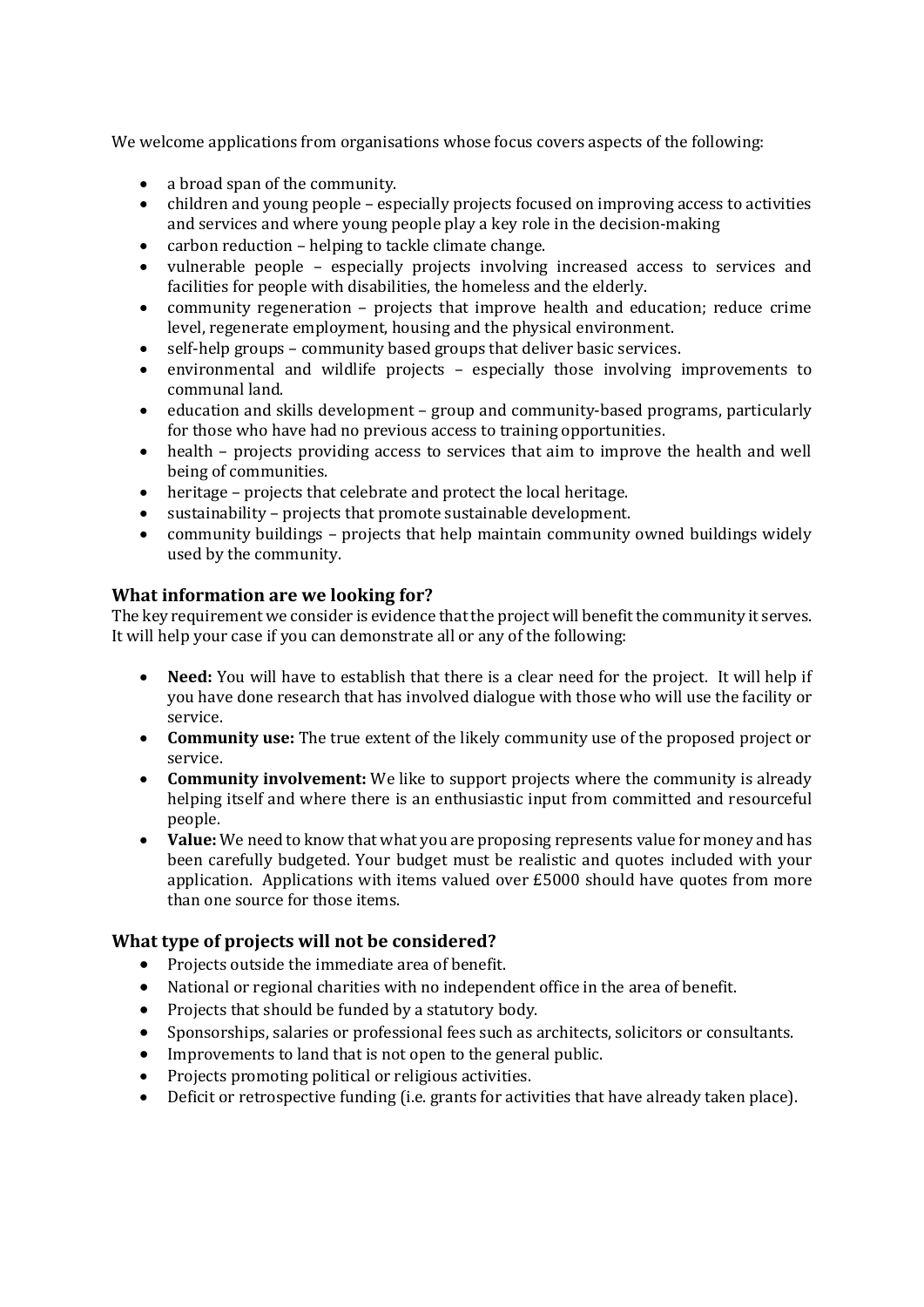We welcome applications from organisations whose focus covers aspects of the following:

- a broad span of the community.
- children and young people – especially projects focused on improving access to activities and services and where young people play a key role in the decision-making
- carbon reduction – helping to tackle climate change.
- vulnerable people – especially projects involving increased access to services and facilities for people with disabilities, the homeless and the elderly.
- community regeneration – projects that improve health and education; reduce crime level, regenerate employment, housing and the physical environment.
- self-help groups – community based groups that deliver basic services.
- environmental and wildlife projects – especially those involving improvements to communal land.
- education and skills development – group and community-based programs, particularly for those who have had no previous access to training opportunities.
- health – projects providing access to services that aim to improve the health and well being of communities.
- heritage – projects that celebrate and protect the local heritage.
- sustainability – projects that promote sustainable development.
- community buildings – projects that help maintain community owned buildings widely used by the community.

## What information are we looking for?

The key requirement we consider is evidence that the project will benefit the community it serves. It will help your case if you can demonstrate all or any of the following:

- **Need:** You will have to establish that there is a clear need for the project. It will help if you have done research that has involved dialogue with those who will use the facility or service.
- **Community use:** The true extent of the likely community use of the proposed project or service.
- **Community involvement:** We like to support projects where the community is already helping itself and where there is an enthusiastic input from committed and resourceful people.
- **Value:** We need to know that what you are proposing represents value for money and has been carefully budgeted. Your budget must be realistic and quotes included with your application. Applications with items valued over £5000 should have quotes from more than one source for those items.

## What type of projects will not be considered?

- Projects outside the immediate area of benefit.
- National or regional charities with no independent office in the area of benefit.
- Projects that should be funded by a statutory body.
- Sponsorships, salaries or professional fees such as architects, solicitors or consultants.
- Improvements to land that is not open to the general public.
- Projects promoting political or religious activities.
- Deficit or retrospective funding (i.e. grants for activities that have already taken place).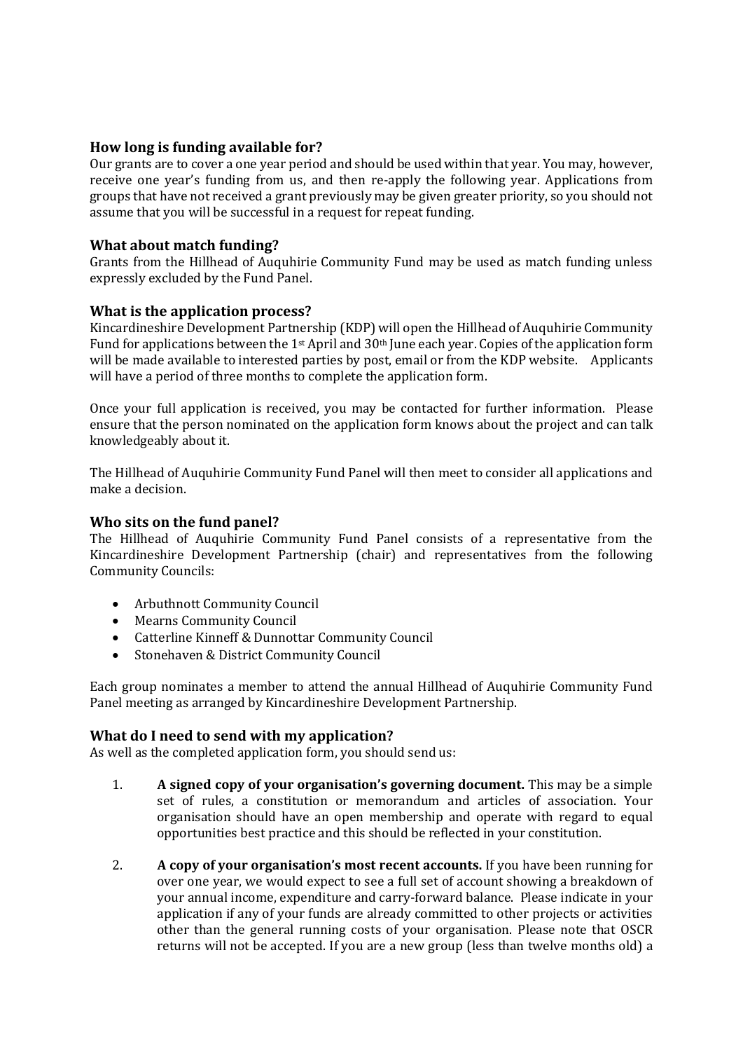## How long is funding available for?

Our grants are to cover a one year period and should be used within that year. You may, however, receive one year's funding from us, and then re-apply the following year. Applications from groups that have not received a grant previously may be given greater priority, so you should not assume that you will be successful in a request for repeat funding.

## What about match funding?

Grants from the Hillhead of Auquhirie Community Fund may be used as match funding unless expressly excluded by the Fund Panel.

## What is the application process?

Kincardineshire Development Partnership (KDP) will open the Hillhead of Auquhirie Community Fund for applications between the 1st April and 30th June each year. Copies of the application form will be made available to interested parties by post, email or from the KDP website. Applicants will have a period of three months to complete the application form.

Once your full application is received, you may be contacted for further information. Please ensure that the person nominated on the application form knows about the project and can talk knowledgeably about it.

The Hillhead of Auquhirie Community Fund Panel will then meet to consider all applications and make a decision.

## Who sits on the fund panel?

The Hillhead of Auquhirie Community Fund Panel consists of a representative from the Kincardineshire Development Partnership (chair) and representatives from the following Community Councils:

- Arbuthnott Community Council
- Mearns Community Council
- Catterline Kinneff & Dunnottar Community Council
- Stonehaven & District Community Council

Each group nominates a member to attend the annual Hillhead of Auquhirie Community Fund Panel meeting as arranged by Kincardineshire Development Partnership.

## What do I need to send with my application?

As well as the completed application form, you should send us:

1. **A signed copy of your organisation's governing document.** This may be a simple set of rules, a constitution or memorandum and articles of association. Your organisation should have an open membership and operate with regard to equal opportunities best practice and this should be reflected in your constitution.

2. **A copy of your organisation's most recent accounts.** If you have been running for over one year, we would expect to see a full set of account showing a breakdown of your annual income, expenditure and carry-forward balance. Please indicate in your application if any of your funds are already committed to other projects or activities other than the general running costs of your organisation. Please note that OSCR returns will not be accepted. If you are a new group (less than twelve months old) a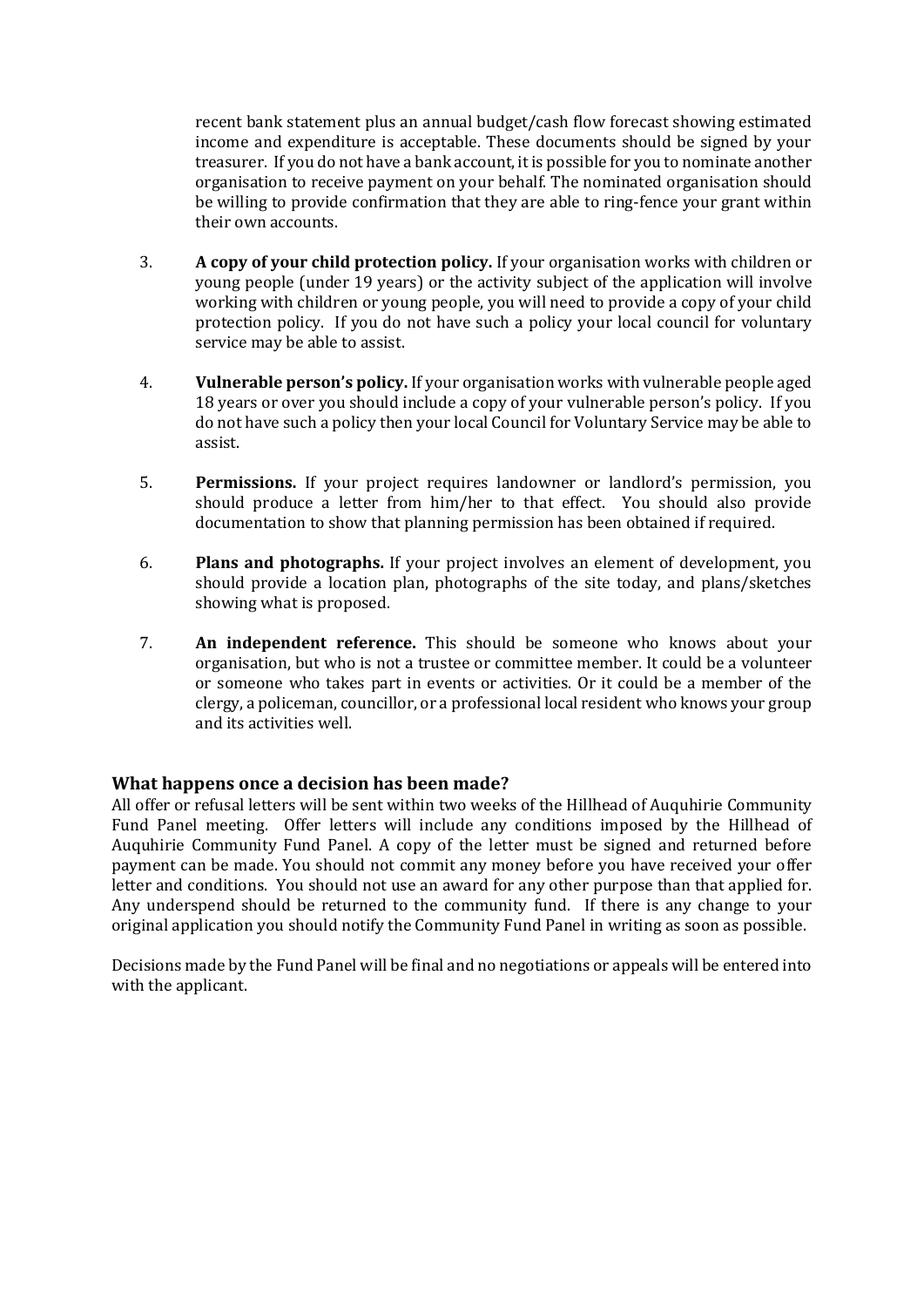recent bank statement plus an annual budget/cash flow forecast showing estimated income and expenditure is acceptable. These documents should be signed by your treasurer. If you do not have a bank account, it is possible for you to nominate another organisation to receive payment on your behalf. The nominated organisation should be willing to provide confirmation that they are able to ring-fence your grant within their own accounts.

3. **A copy of your child protection policy.** If your organisation works with children or young people (under 19 years) or the activity subject of the application will involve working with children or young people, you will need to provide a copy of your child protection policy. If you do not have such a policy your local council for voluntary service may be able to assist.

4. **Vulnerable person's policy.** If your organisation works with vulnerable people aged 18 years or over you should include a copy of your vulnerable person's policy. If you do not have such a policy then your local Council for Voluntary Service may be able to assist.

5. **Permissions.** If your project requires landowner or landlord's permission, you should produce a letter from him/her to that effect. You should also provide documentation to show that planning permission has been obtained if required.

6. **Plans and photographs.** If your project involves an element of development, you should provide a location plan, photographs of the site today, and plans/sketches showing what is proposed.

7. **An independent reference.** This should be someone who knows about your organisation, but who is not a trustee or committee member. It could be a volunteer or someone who takes part in events or activities. Or it could be a member of the clergy, a policeman, councillor, or a professional local resident who knows your group and its activities well.

### What happens once a decision has been made?

All offer or refusal letters will be sent within two weeks of the Hillhead of Auquhirie Community Fund Panel meeting. Offer letters will include any conditions imposed by the Hillhead of Auquhirie Community Fund Panel. A copy of the letter must be signed and returned before payment can be made. You should not commit any money before you have received your offer letter and conditions. You should not use an award for any other purpose than that applied for. Any underspend should be returned to the community fund. If there is any change to your original application you should notify the Community Fund Panel in writing as soon as possible.

Decisions made by the Fund Panel will be final and no negotiations or appeals will be entered into with the applicant.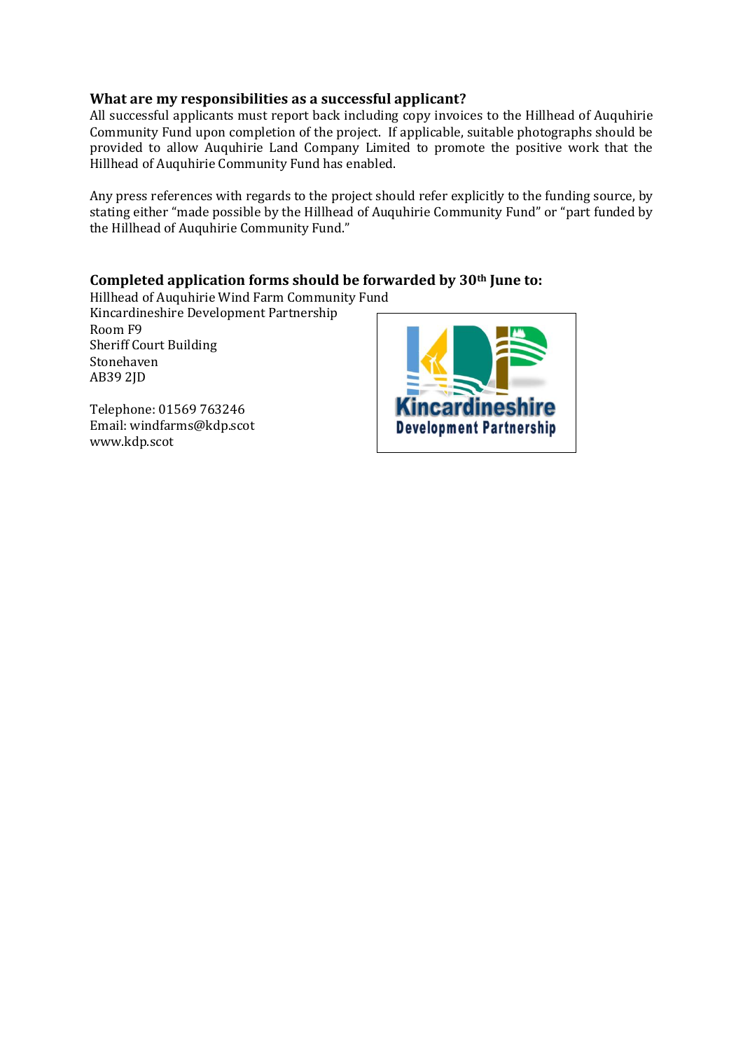### What are my responsibilities as a successful applicant?

All successful applicants must report back including copy invoices to the Hillhead of Auquhirie Community Fund upon completion of the project. If applicable, suitable photographs should be provided to allow Auquhirie Land Company Limited to promote the positive work that the Hillhead of Auquhirie Community Fund has enabled.

Any press references with regards to the project should refer explicitly to the funding source, by stating either "made possible by the Hillhead of Auquhirie Community Fund" or "part funded by the Hillhead of Auquhirie Community Fund."

### Completed application forms should be forwarded by 30th June to:

Hillhead of Auquhirie Wind Farm Community Fund
Kincardineshire Development Partnership
Room F9
Sheriff Court Building
Stonehaven
AB39 2JD

Telephone: 01569 763246
Email: windfarms@kdp.scot
www.kdp.scot

Kincardineshire Development Partnership